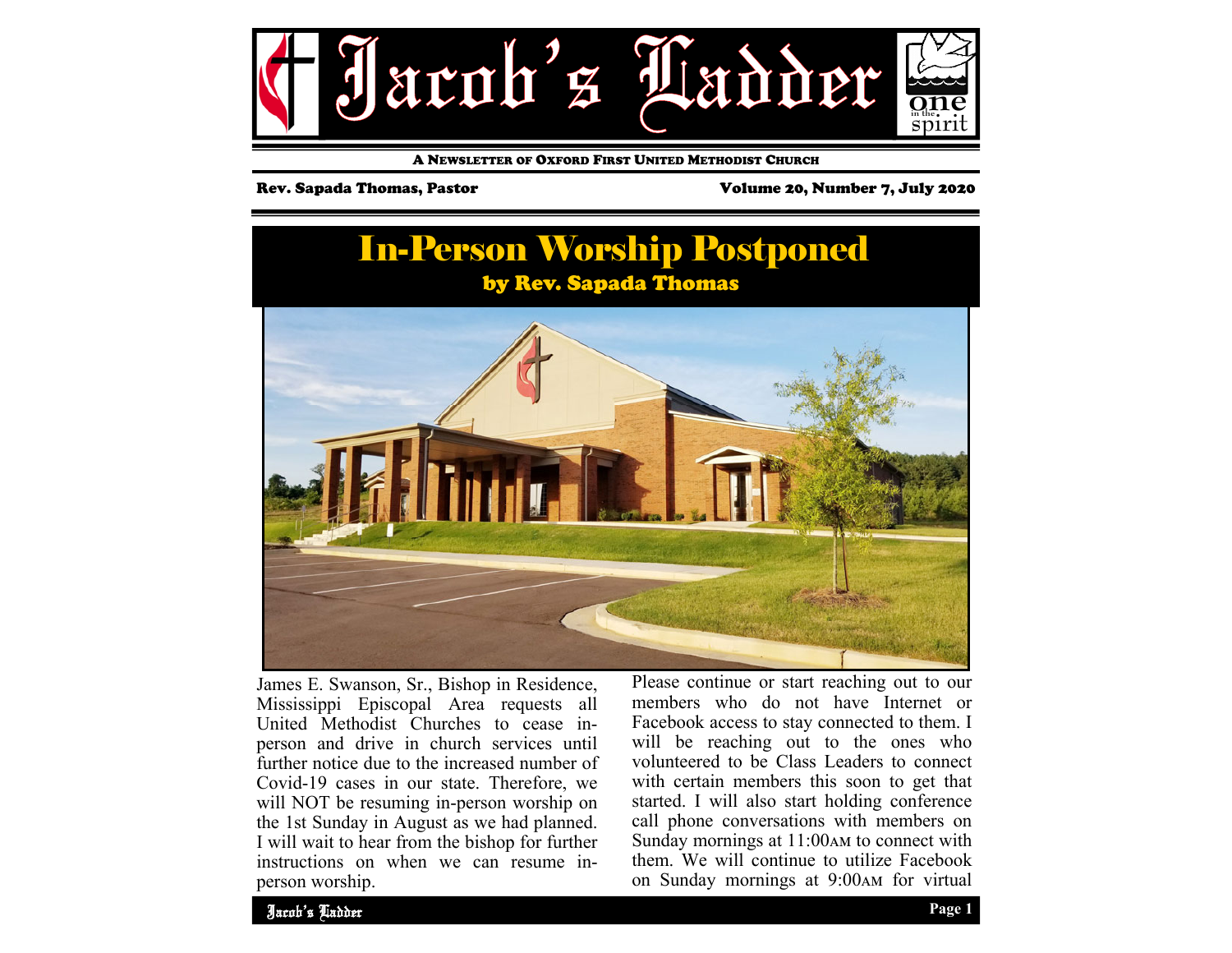# Jacob's Ladder

A NEWSLETTER OF OXFORD FIRST UNITED METHODIST CHURCH

Rev. Sapada Thomas, Pastor

Volume 20, Number 7, July 2020

## In-Person Worship Postponed

**by Rev. Sapada Thomas**

James E. Swanson, Sr., Bishop in Residence, Mississippi Episcopal Area requests all United Methodist Churches to cease in-person and drive in church services until further notice due to the increased number of Covid-19 cases in our state. Therefore, we will NOT be resuming in-person worship on the 1st Sunday in August as we had planned. I will wait to hear from the bishop for further instructions on when we can resume in-person worship.

Please continue or start reaching out to our members who do not have Internet or Facebook access to stay connected to them. I will be reaching out to the ones who volunteered to be Class Leaders to connect with certain members this soon to get that started. I will also start holding conference call phone conversations with members on Sunday mornings at 11:00AM to connect with them. We will continue to utilize Facebook on Sunday mornings at 9:00AM for virtual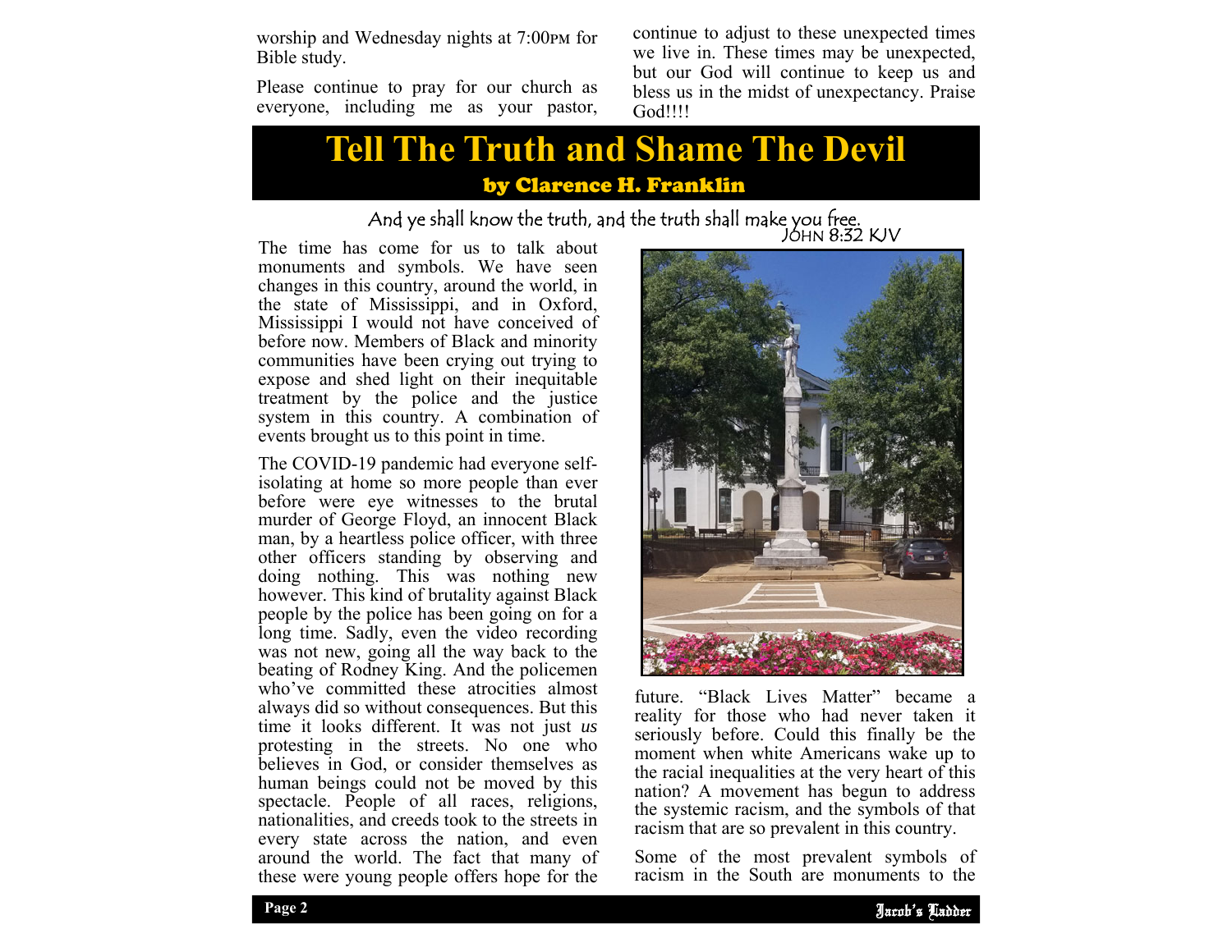worship and Wednesday nights at 7:00PM for Bible study.

Please continue to pray for our church as everyone, including me as your pastor, continue to adjust to these unexpected times we live in. These times may be unexpected, but our God will continue to keep us and bless us in the midst of unexpectancy. Praise God!!!!

# Tell The Truth and Shame The Devil

## by Clarence H. Franklin

*And ye shall know the truth, and the truth shall make you free.*
JOHN 8:32 KJV

The time has come for us to talk about monuments and symbols. We have seen changes in this country, around the world, in the state of Mississippi, and in Oxford, Mississippi I would not have conceived of before now. Members of Black and minority communities have been crying out trying to expose and shed light on their inequitable treatment by the police and the justice system in this country. A combination of events brought us to this point in time.

The COVID-19 pandemic had everyone self-isolating at home so more people than ever before were eye witnesses to the brutal murder of George Floyd, an innocent Black man, by a heartless police officer, with three other officers standing by observing and doing nothing. This was nothing new however. This kind of brutality against Black people by the police has been going on for a long time. Sadly, even the video recording was not new, going all the way back to the beating of Rodney King. And the policemen who've committed these atrocities almost always did so without consequences. But this time it looks different. It was not just *us* protesting in the streets. No one who believes in God, or consider themselves as human beings could not be moved by this spectacle. People of all races, religions, nationalities, and creeds took to the streets in every state across the nation, and even around the world. The fact that many of these were young people offers hope for the future. "Black Lives Matter" became a reality for those who had never taken it seriously before. Could this finally be the moment when white Americans wake up to the racial inequalities at the very heart of this nation? A movement has begun to address the systemic racism, and the symbols of that racism that are so prevalent in this country.

Some of the most prevalent symbols of racism in the South are monuments to the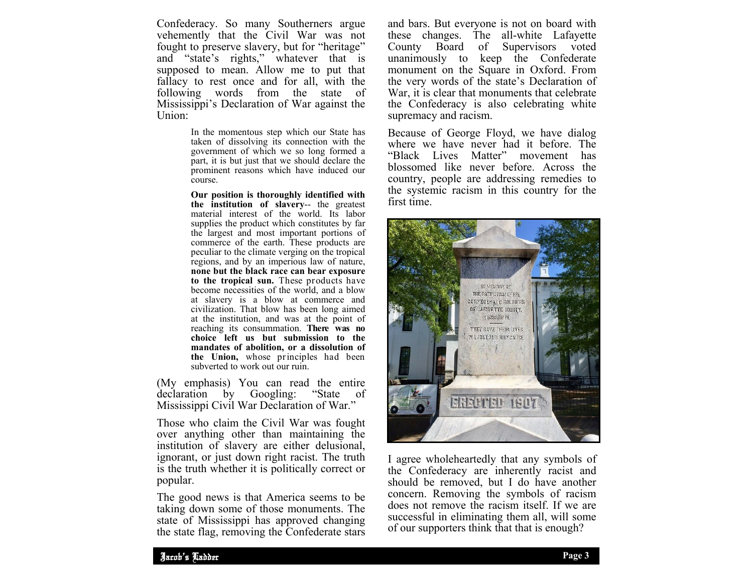Confederacy. So many Southerners argue vehemently that the Civil War was not fought to preserve slavery, but for "heritage" and "state's rights," whatever that is supposed to mean. Allow me to put that fallacy to rest once and for all, with the following words from the state of Mississippi's Declaration of War against the Union:

> In the momentous step which our State has taken of dissolving its connection with the government of which we so long formed a part, it is but just that we should declare the prominent reasons which have induced our course.
>
> **Our position is thoroughly identified with the institution of slavery**-- the greatest material interest of the world. Its labor supplies the product which constitutes by far the largest and most important portions of commerce of the earth. These products are peculiar to the climate verging on the tropical regions, and by an imperious law of nature, **none but the black race can bear exposure to the tropical sun.** These products have become necessities of the world, and a blow at slavery is a blow at commerce and civilization. That blow has been long aimed at the institution, and was at the point of reaching its consummation. **There was no choice left us but submission to the mandates of abolition, or a dissolution of the Union,** whose principles had been subverted to work out our ruin.

(My emphasis) You can read the entire declaration by Googling: "State of Mississippi Civil War Declaration of War."

Those who claim the Civil War was fought over anything other than maintaining the institution of slavery are either delusional, ignorant, or just down right racist. The truth is the truth whether it is politically correct or popular.

The good news is that America seems to be taking down some of those monuments. The state of Mississippi has approved changing the state flag, removing the Confederate stars and bars. But everyone is not on board with these changes. The all-white Lafayette County Board of Supervisors voted unanimously to keep the Confederate monument on the Square in Oxford. From the very words of the state's Declaration of War, it is clear that monuments that celebrate the Confederacy is also celebrating white supremacy and racism.

Because of George Floyd, we have dialog where we have never had it before. The "Black Lives Matter" movement has blossomed like never before. Across the country, people are addressing remedies to the systemic racism in this country for the first time.

I agree wholeheartedly that any symbols of the Confederacy are inherently racist and should be removed, but I do have another concern. Removing the symbols of racism does not remove the racism itself. If we are successful in eliminating them all, will some of our supporters think that that is enough?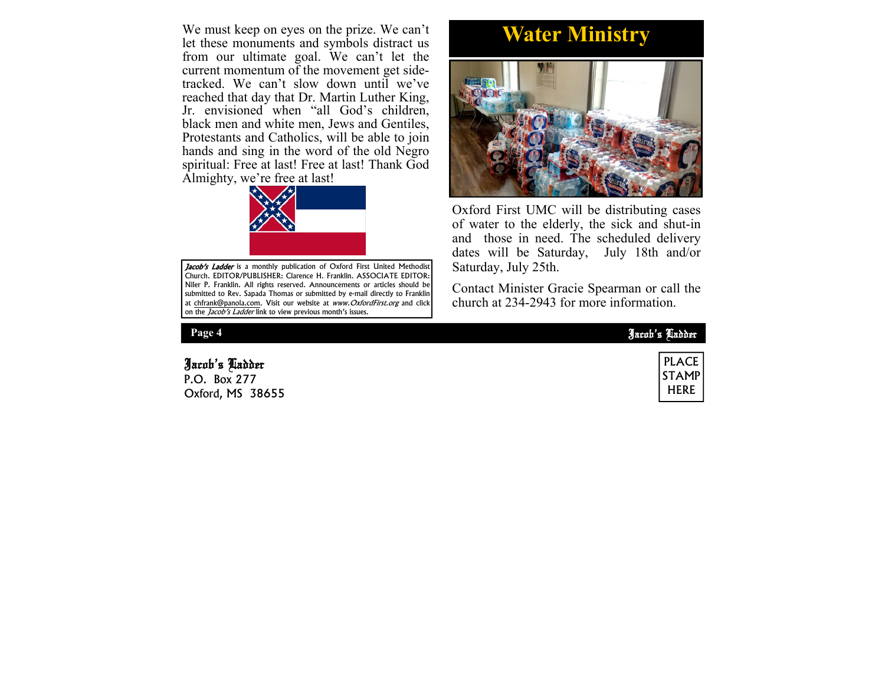We must keep on eyes on the prize. We can't let these monuments and symbols distract us from our ultimate goal. We can't let the current momentum of the movement get side-tracked. We can't slow down until we've reached that day that Dr. Martin Luther King, Jr. envisioned when "all God's children, black men and white men, Jews and Gentiles, Protestants and Catholics, will be able to join hands and sing in the word of the old Negro spiritual: Free at last! Free at last! Thank God Almighty, we're free at last!

*Jacob's Ladder* is a monthly publication of Oxford First United Methodist Church. EDITOR/PUBLISHER: Clarence H. Franklin. ASSOCIATE EDITOR: Niler P. Franklin. All rights reserved. Announcements or articles should be submitted to Rev. Sapada Thomas or submitted by e-mail directly to Franklin at chfrank@panola.com. Visit our website at *www.OxfordFirst.org* and click on the *Jacob's Ladder* link to view previous month's issues.

## Water Ministry

Oxford First UMC will be distributing cases of water to the elderly, the sick and shut-in and those in need. The scheduled delivery dates will be Saturday, July 18th and/or Saturday, July 25th.

Contact Minister Gracie Spearman or call the church at 234-2943 for more information.

Jacob's Ladder
P.O. Box 277
Oxford, MS 38655

PLACE
STAMP
HERE